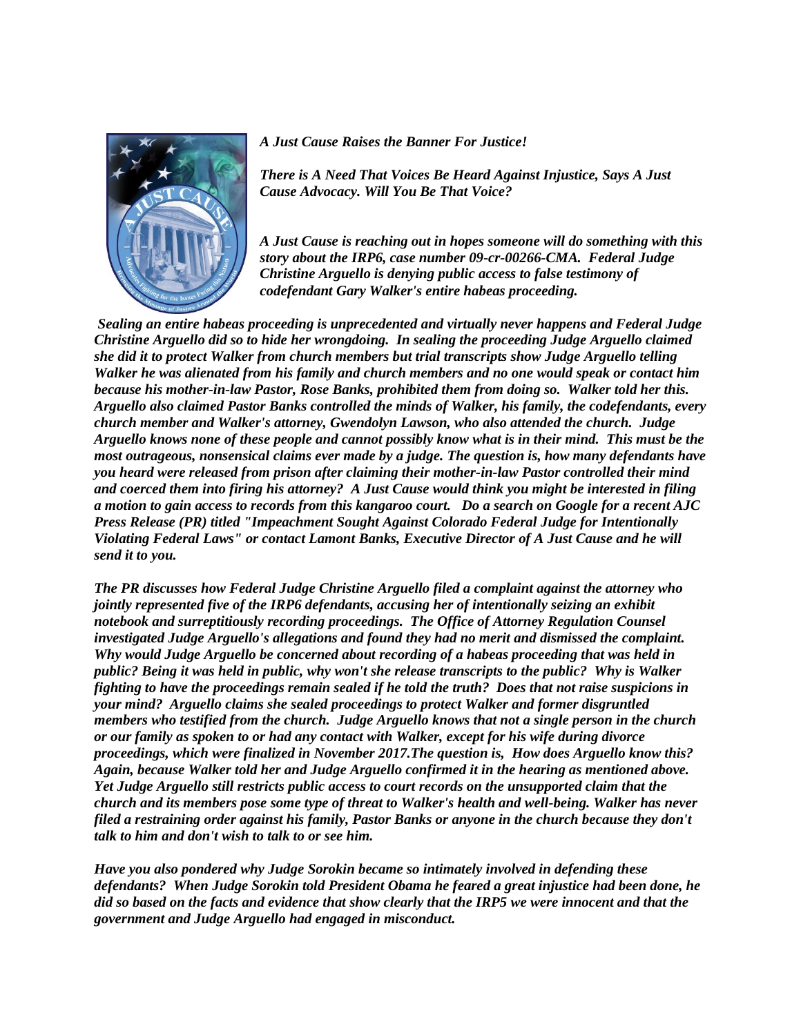*A Just Cause Raises the Banner For Justice!*

*There is A Need That Voices Be Heard Against Injustice, Says A Just Cause Advocacy. Will You Be That Voice?*

*A Just Cause is reaching out in hopes someone will do something with this story about the IRP6, case number 09-cr-00266-CMA. Federal Judge Christine Arguello is denying public access to false testimony of codefendant Gary Walker's entire habeas proceeding.*

*Sealing an entire habeas proceeding is unprecedented and virtually never happens and Federal Judge Christine Arguello did so to hide her wrongdoing. In sealing the proceeding Judge Arguello claimed she did it to protect Walker from church members but trial transcripts show Judge Arguello telling Walker he was alienated from his family and church members and no one would speak or contact him because his mother-in-law Pastor, Rose Banks, prohibited them from doing so. Walker told her this. Arguello also claimed Pastor Banks controlled the minds of Walker, his family, the codefendants, every church member and Walker's attorney, Gwendolyn Lawson, who also attended the church. Judge Arguello knows none of these people and cannot possibly know what is in their mind. This must be the most outrageous, nonsensical claims ever made by a judge. The question is, how many defendants have you heard were released from prison after claiming their mother-in-law Pastor controlled their mind and coerced them into firing his attorney? A Just Cause would think you might be interested in filing a motion to gain access to records from this kangaroo court. Do a search on Google for a recent AJC Press Release (PR) titled "Impeachment Sought Against Colorado Federal Judge for Intentionally Violating Federal Laws" or contact Lamont Banks, Executive Director of A Just Cause and he will send it to you.*

*The PR discusses how Federal Judge Christine Arguello filed a complaint against the attorney who jointly represented five of the IRP6 defendants, accusing her of intentionally seizing an exhibit notebook and surreptitiously recording proceedings. The Office of Attorney Regulation Counsel investigated Judge Arguello's allegations and found they had no merit and dismissed the complaint. Why would Judge Arguello be concerned about recording of a habeas proceeding that was held in public? Being it was held in public, why won't she release transcripts to the public? Why is Walker fighting to have the proceedings remain sealed if he told the truth? Does that not raise suspicions in your mind? Arguello claims she sealed proceedings to protect Walker and former disgruntled members who testified from the church. Judge Arguello knows that not a single person in the church or our family as spoken to or had any contact with Walker, except for his wife during divorce proceedings, which were finalized in November 2017.The question is, How does Arguello know this? Again, because Walker told her and Judge Arguello confirmed it in the hearing as mentioned above. Yet Judge Arguello still restricts public access to court records on the unsupported claim that the church and its members pose some type of threat to Walker's health and well-being. Walker has never filed a restraining order against his family, Pastor Banks or anyone in the church because they don't talk to him and don't wish to talk to or see him.*

*Have you also pondered why Judge Sorokin became so intimately involved in defending these defendants? When Judge Sorokin told President Obama he feared a great injustice had been done, he did so based on the facts and evidence that show clearly that the IRP5 we were innocent and that the government and Judge Arguello had engaged in misconduct.*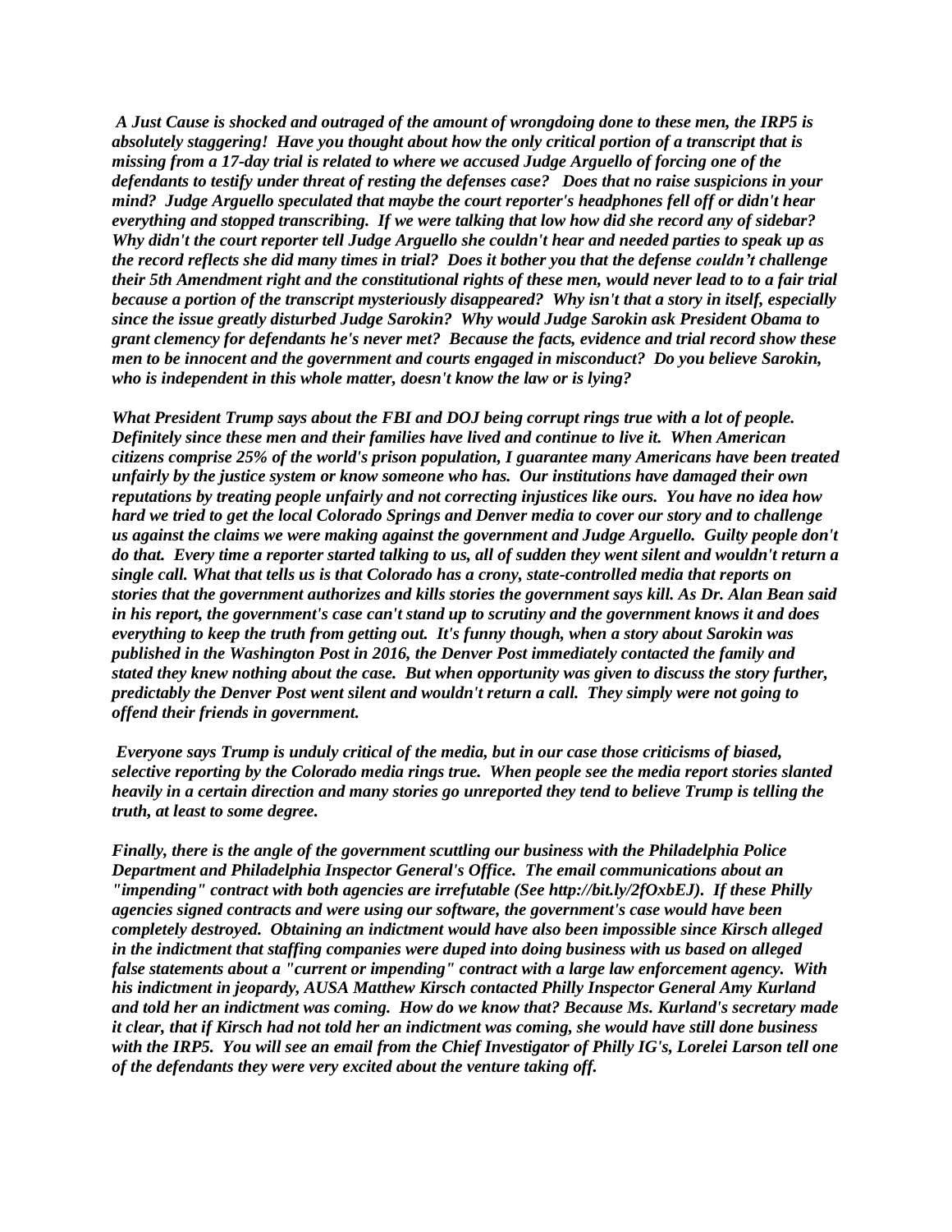*A Just Cause is shocked and outraged of the amount of wrongdoing done to these men, the IRP5 is absolutely staggering! Have you thought about how the only critical portion of a transcript that is missing from a 17-day trial is related to where we accused Judge Arguello of forcing one of the defendants to testify under threat of resting the defenses case? Does that no raise suspicions in your mind? Judge Arguello speculated that maybe the court reporter's headphones fell off or didn't hear everything and stopped transcribing. If we were talking that low how did she record any of sidebar? Why didn't the court reporter tell Judge Arguello she couldn't hear and needed parties to speak up as the record reflects she did many times in trial? Does it bother you that the defense couldn't challenge their 5th Amendment right and the constitutional rights of these men, would never lead to to a fair trial because a portion of the transcript mysteriously disappeared? Why isn't that a story in itself, especially since the issue greatly disturbed Judge Sarokin? Why would Judge Sarokin ask President Obama to grant clemency for defendants he's never met? Because the facts, evidence and trial record show these men to be innocent and the government and courts engaged in misconduct? Do you believe Sarokin, who is independent in this whole matter, doesn't know the law or is lying?*

*What President Trump says about the FBI and DOJ being corrupt rings true with a lot of people. Definitely since these men and their families have lived and continue to live it. When American citizens comprise 25% of the world's prison population, I guarantee many Americans have been treated unfairly by the justice system or know someone who has. Our institutions have damaged their own reputations by treating people unfairly and not correcting injustices like ours. You have no idea how hard we tried to get the local Colorado Springs and Denver media to cover our story and to challenge us against the claims we were making against the government and Judge Arguello. Guilty people don't do that. Every time a reporter started talking to us, all of sudden they went silent and wouldn't return a single call. What that tells us is that Colorado has a crony, state-controlled media that reports on stories that the government authorizes and kills stories the government says kill. As Dr. Alan Bean said in his report, the government's case can't stand up to scrutiny and the government knows it and does everything to keep the truth from getting out. It's funny though, when a story about Sarokin was published in the Washington Post in 2016, the Denver Post immediately contacted the family and stated they knew nothing about the case. But when opportunity was given to discuss the story further, predictably the Denver Post went silent and wouldn't return a call. They simply were not going to offend their friends in government.*

*Everyone says Trump is unduly critical of the media, but in our case those criticisms of biased, selective reporting by the Colorado media rings true. When people see the media report stories slanted heavily in a certain direction and many stories go unreported they tend to believe Trump is telling the truth, at least to some degree.*

*Finally, there is the angle of the government scuttling our business with the Philadelphia Police Department and Philadelphia Inspector General's Office. The email communications about an "impending" contract with both agencies are irrefutable (See http://bit.ly/2fOxbEJ). If these Philly agencies signed contracts and were using our software, the government's case would have been completely destroyed. Obtaining an indictment would have also been impossible since Kirsch alleged in the indictment that staffing companies were duped into doing business with us based on alleged false statements about a "current or impending" contract with a large law enforcement agency. With his indictment in jeopardy, AUSA Matthew Kirsch contacted Philly Inspector General Amy Kurland and told her an indictment was coming. How do we know that? Because Ms. Kurland's secretary made it clear, that if Kirsch had not told her an indictment was coming, she would have still done business with the IRP5. You will see an email from the Chief Investigator of Philly IG's, Lorelei Larson tell one of the defendants they were very excited about the venture taking off.*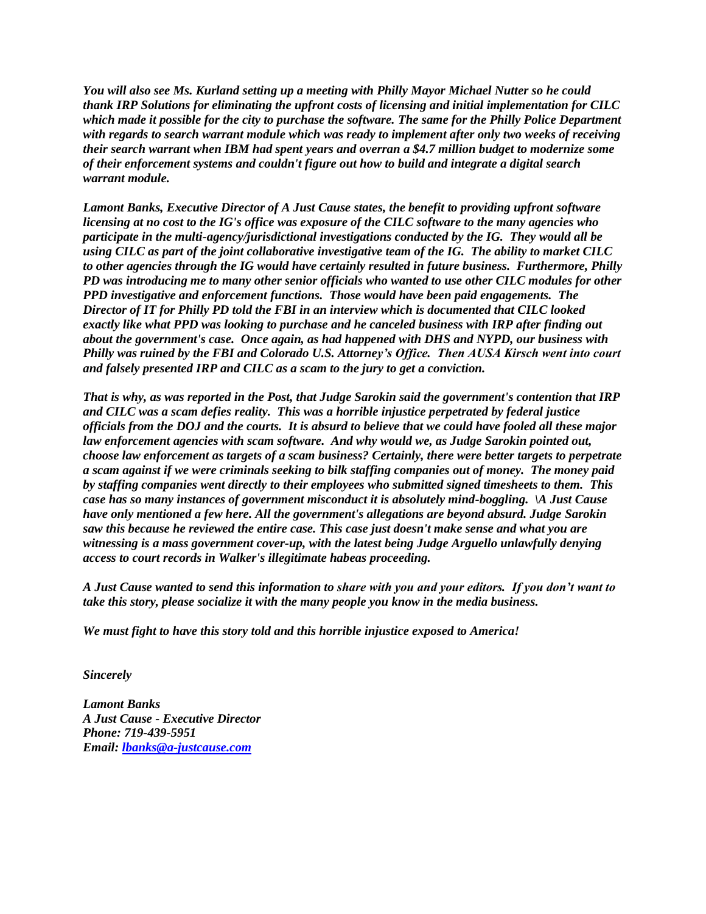*You will also see Ms. Kurland setting up a meeting with Philly Mayor Michael Nutter so he could thank IRP Solutions for eliminating the upfront costs of licensing and initial implementation for CILC which made it possible for the city to purchase the software. The same for the Philly Police Department with regards to search warrant module which was ready to implement after only two weeks of receiving their search warrant when IBM had spent years and overran a $4.7 million budget to modernize some of their enforcement systems and couldn't figure out how to build and integrate a digital search warrant module.*

*Lamont Banks, Executive Director of A Just Cause states, the benefit to providing upfront software licensing at no cost to the IG's office was exposure of the CILC software to the many agencies who participate in the multi-agency/jurisdictional investigations conducted by the IG. They would all be using CILC as part of the joint collaborative investigative team of the IG. The ability to market CILC to other agencies through the IG would have certainly resulted in future business. Furthermore, Philly PD was introducing me to many other senior officials who wanted to use other CILC modules for other PPD investigative and enforcement functions. Those would have been paid engagements. The Director of IT for Philly PD told the FBI in an interview which is documented that CILC looked exactly like what PPD was looking to purchase and he canceled business with IRP after finding out about the government's case. Once again, as had happened with DHS and NYPD, our business with Philly was ruined by the FBI and Colorado U.S. Attorney's Office. Then AUSA Kirsch went into court and falsely presented IRP and CILC as a scam to the jury to get a conviction.*

*That is why, as was reported in the Post, that Judge Sarokin said the government's contention that IRP and CILC was a scam defies reality. This was a horrible injustice perpetrated by federal justice officials from the DOJ and the courts. It is absurd to believe that we could have fooled all these major law enforcement agencies with scam software. And why would we, as Judge Sarokin pointed out, choose law enforcement as targets of a scam business? Certainly, there were better targets to perpetrate a scam against if we were criminals seeking to bilk staffing companies out of money. The money paid by staffing companies went directly to their employees who submitted signed timesheets to them. This case has so many instances of government misconduct it is absolutely mind-boggling. \A Just Cause have only mentioned a few here. All the government's allegations are beyond absurd. Judge Sarokin saw this because he reviewed the entire case. This case just doesn't make sense and what you are witnessing is a mass government cover-up, with the latest being Judge Arguello unlawfully denying access to court records in Walker's illegitimate habeas proceeding.*

*A Just Cause wanted to send this information to share with you and your editors. If you don't want to take this story, please socialize it with the many people you know in the media business.*

*We must fight to have this story told and this horrible injustice exposed to America!*

*Sincerely*

*Lamont Banks*
*A Just Cause - Executive Director*
*Phone: 719-439-5951*
*Email: lbanks@a-justcause.com*